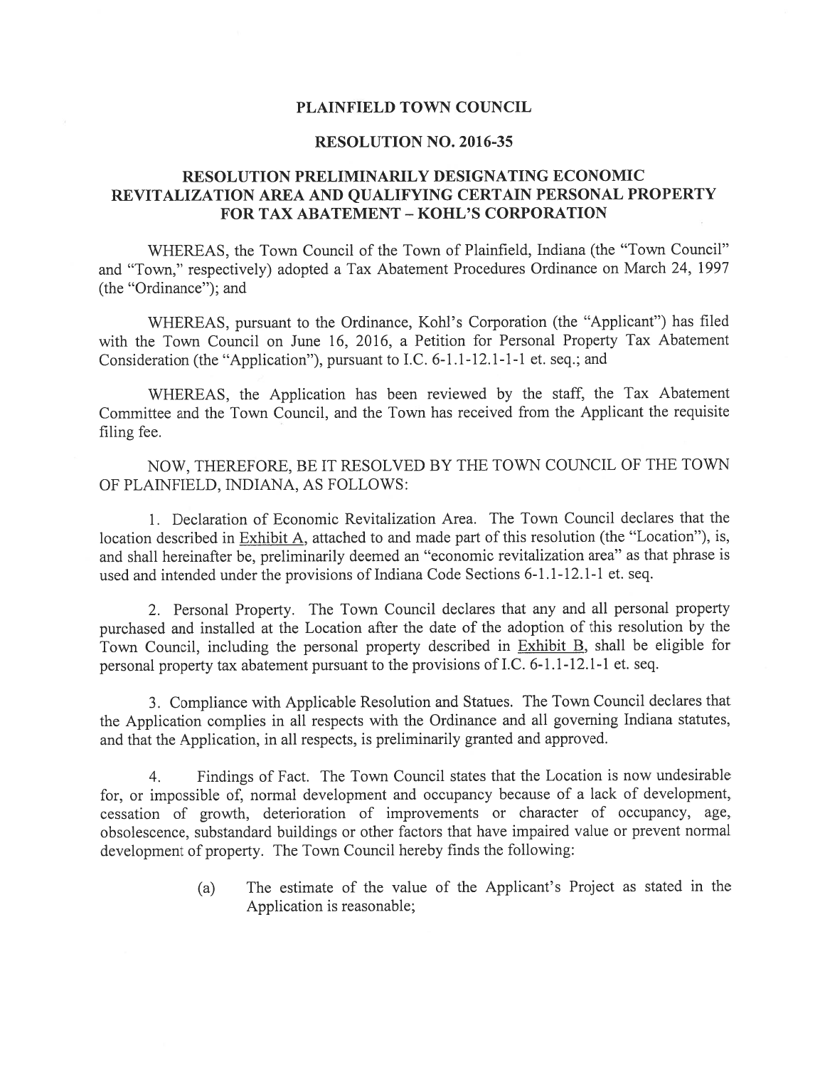# PLAINFIELD TOWN COUNCIL

## RESOLUTION NO. 2016-35

## RESOLUTION PRELIMINARILY DESIGNATING ECONOMIC REVITALIZATION AREA AND QUALIFYING CERTAIN PERSONAL PROPERTY FOR TAX ABATEMENT – KOHL'S CORPORATION

WHEREAS, the Town Council of the Town of Plainfield, Indiana (the "Town Council" and "Town," respectively) adopted a Tax Abatement Procedures Ordinance on March 24, 1997 (the "Ordinance"); and

WHEREAS, pursuant to the Ordinance, Kohl's Corporation (the "Applicant") has filed with the Town Council on June 16, 2016, a Petition for Personal Property Tax Abatement Consideration (the "Application"), pursuant to I.C. 6-1.1-12.1-1 et. seq.; and

WHEREAS, the Application has been reviewed by the staff, the Tax Abatement Committee and the Town Council, and the Town has received from the Applicant the requisite filing fee.

NOW, THEREFORE, BE IT RESOLVED BY THE TOWN COUNCIL OF THE TOWN OF PLAINFIELD, INDIANA, AS FOLLOWS:

1. Declaration of Economic Revitalization Area. The Town Council declares that the location described in Exhibit A, attached to and made part of this resolution (the "Location"), is, and shall hereinafter be, preliminarily deemed an "economic revitalization area" as that phrase is used and intended under the provisions of Indiana Code Sections 6-1.1-12.1-1 et. seq.

2. Personal Property. The Town Council declares that any and all personal property purchased and installed at the Location after the date of the adoption of this resolution by the Town Council, including the personal property described in Exhibit B, shall be eligible for personal property tax abatement pursuant to the provisions of I.C. 6-1.1-12.1-1 et. seq.

3. Compliance with Applicable Resolution and Statues. The Town Council declares that the Application complies in all respects with the Ordinance and all governing Indiana statutes, and that the Application, in all respects, is preliminarily granted and approved.

4. Findings of Fact. The Town Council states that the Location is now undesirable for, or impossible of, normal development and occupancy because of a lack of development, cessation of growth, deterioration of improvements or character of occupancy, age, obsolescence, substandard buildings or other factors that have impaired value or prevent normal development of property. The Town Council hereby finds the following:

(a) The estimate of the value of the Applicant's Project as stated in the Application is reasonable;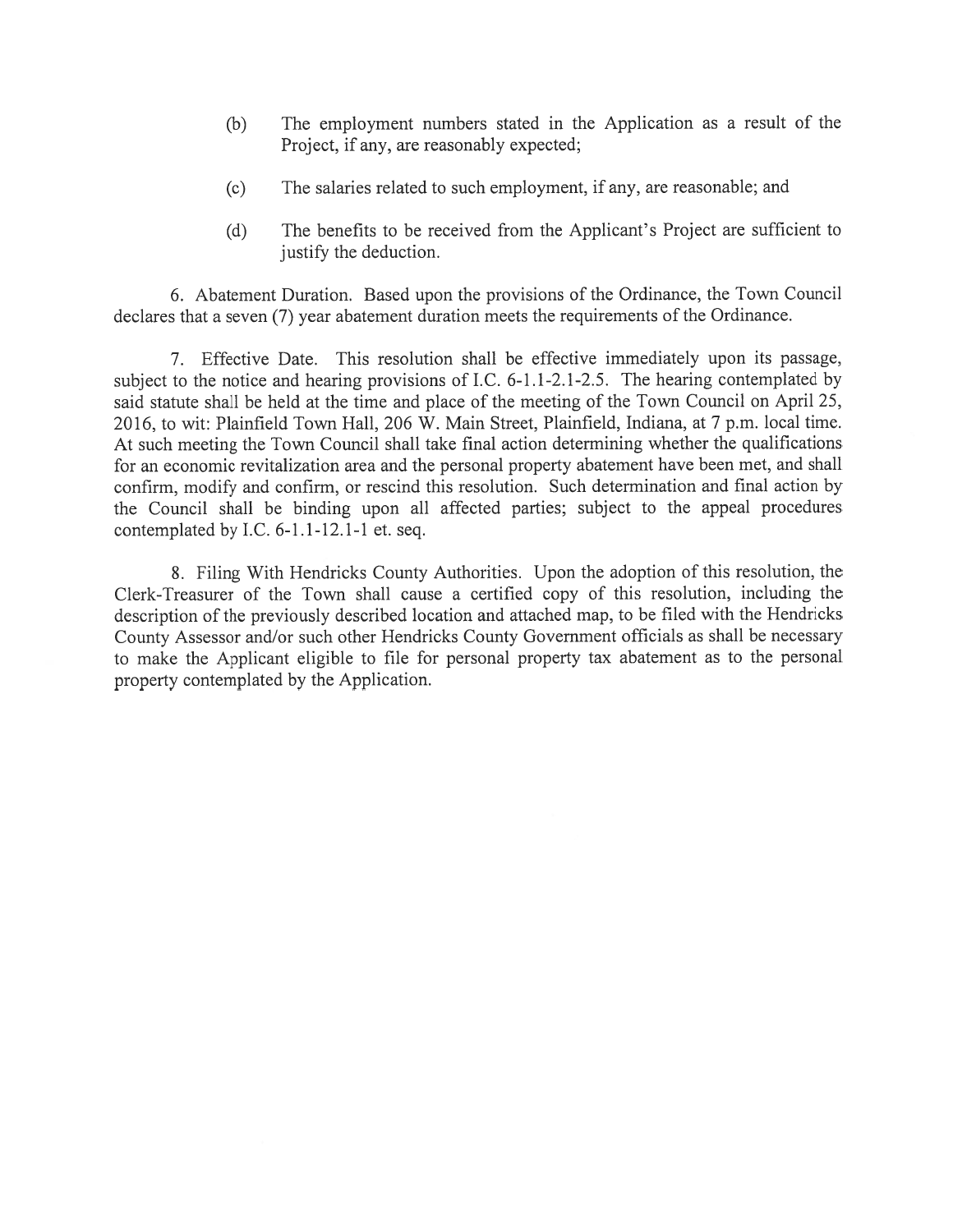(b) The employment numbers stated in the Application as a result of the Project, if any, are reasonably expected;

(c) The salaries related to such employment, if any, are reasonable; and

(d) The benefits to be received from the Applicant's Project are sufficient to justify the deduction.

6. Abatement Duration. Based upon the provisions of the Ordinance, the Town Council declares that a seven (7) year abatement duration meets the requirements of the Ordinance.

7. Effective Date. This resolution shall be effective immediately upon its passage, subject to the notice and hearing provisions of I.C. 6-1.1-2.1-2.5. The hearing contemplated by said statute shall be held at the time and place of the meeting of the Town Council on April 25, 2016, to wit: Plainfield Town Hall, 206 W. Main Street, Plainfield, Indiana, at 7 p.m. local time. At such meeting the Town Council shall take final action determining whether the qualifications for an economic revitalization area and the personal property abatement have been met, and shall confirm, modify and confirm, or rescind this resolution. Such determination and final action by the Council shall be binding upon all affected parties; subject to the appeal procedures contemplated by I.C. 6-1.1-12.1-1 et. seq.

8. Filing With Hendricks County Authorities. Upon the adoption of this resolution, the Clerk-Treasurer of the Town shall cause a certified copy of this resolution, including the description of the previously described location and attached map, to be filed with the Hendricks County Assessor and/or such other Hendricks County Government officials as shall be necessary to make the Applicant eligible to file for personal property tax abatement as to the personal property contemplated by the Application.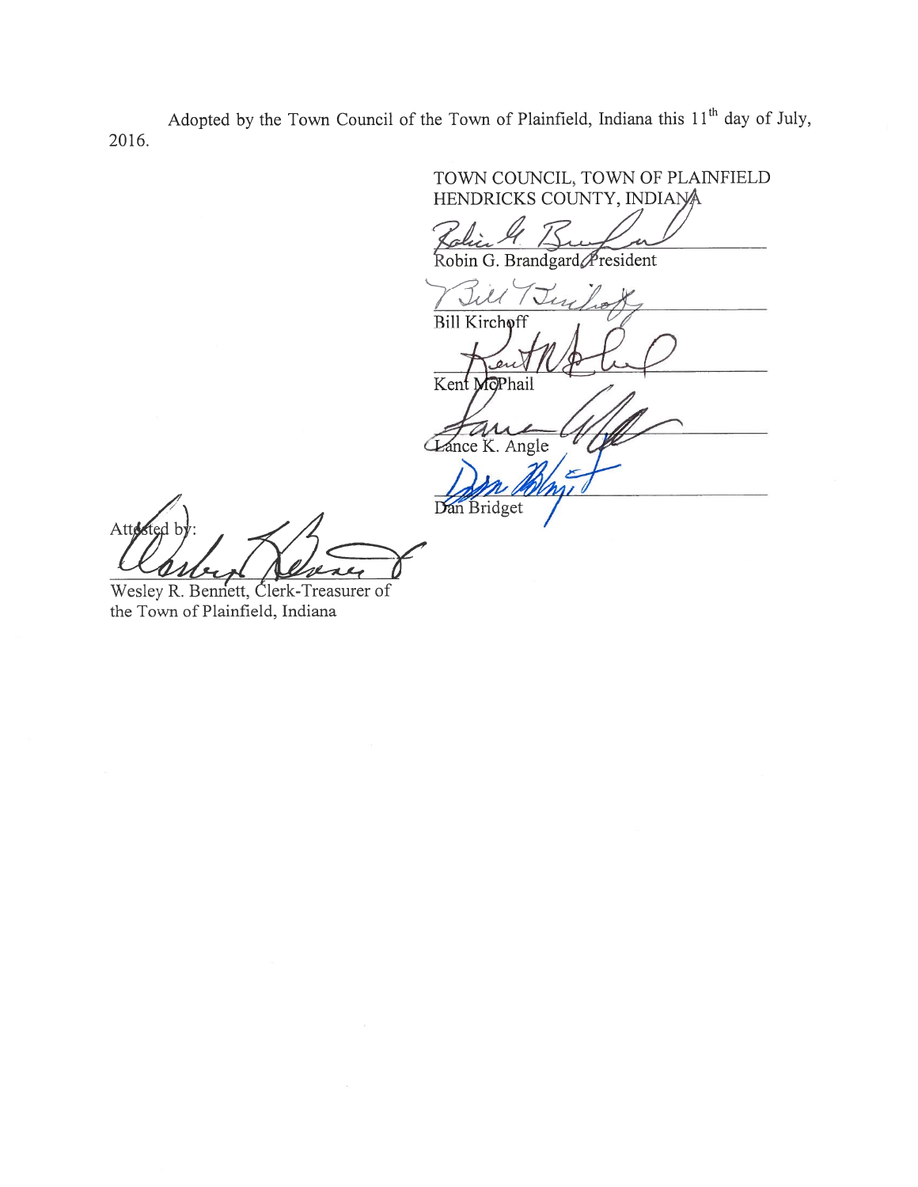Adopted by the Town Council of the Town of Plainfield, Indiana this 11th day of July, 2016.

TOWN COUNCIL, TOWN OF PLAINFIELD
HENDRICKS COUNTY, INDIANA

Robin G. Brandgard, President

Bill Kirchoff

Kent McPhail

Lance K. Angle

Dan Bridget

Attested by:

Wesley R. Bennett, Clerk-Treasurer of the Town of Plainfield, Indiana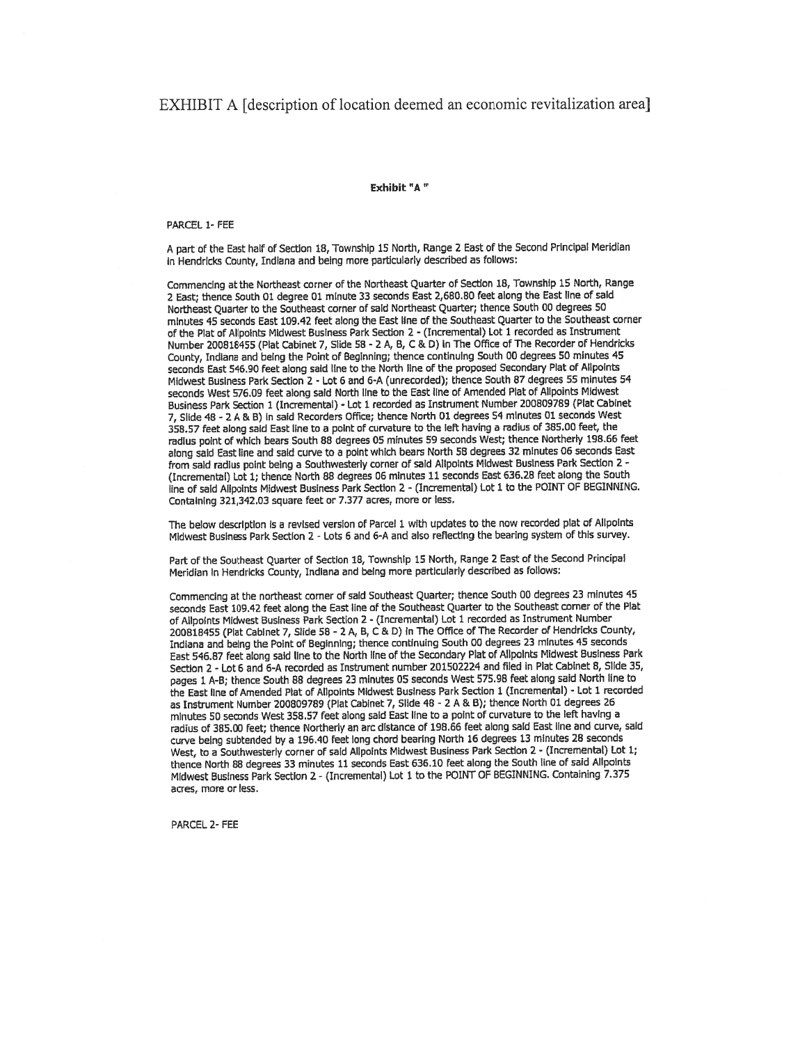# EXHIBIT A [description of location deemed an economic revitalization area]

**Exhibit "A "**

PARCEL 1- FEE

A part of the East half of Section 18, Township 15 North, Range 2 East of the Second Principal Meridian in Hendricks County, Indiana and being more particularly described as follows:

Commencing at the Northeast corner of the Northeast Quarter of Section 18, Township 15 North, Range 2 East; thence South 01 degree 01 minute 33 seconds East 2,680.80 feet along the East line of said Northeast Quarter to the Southeast corner of said Northeast Quarter; thence South 00 degrees 50 minutes 45 seconds East 109.42 feet along the East line of the Southeast Quarter to the Southeast corner of the Plat of Allpoints Midwest Business Park Section 2 - (Incremental) Lot 1 recorded as Instrument Number 200818455 (Plat Cabinet 7, Slide 58 - 2 A, B, C & D) in The Office of The Recorder of Hendricks County, Indiana and being the Point of Beginning; thence continuing South 00 degrees 50 minutes 45 seconds East 546.90 feet along said line to the North line of the proposed Secondary Plat of Allpoints Midwest Business Park Section 2 - Lot 6 and 6-A (unrecorded); thence South 87 degrees 55 minutes 54 seconds West 576.09 feet along said North line to the East line of Amended Plat of Allpoints Midwest Business Park Section 1 (Incremental) - Lot 1 recorded as Instrument Number 200809789 (Plat Cabinet 7, Slide 48 - 2 A & B) in said Recorders Office; thence North 01 degrees 54 minutes 01 seconds West 358.57 feet along said East line to a point of curvature to the left having a radius of 385.00 feet, the radius point of which bears South 88 degrees 05 minutes 59 seconds West; thence Northerly 198.66 feet along said East line and said curve to a point which bears North 58 degrees 32 minutes 06 seconds East from said radius point being a Southwesterly corner of said Allpoints Midwest Business Park Section 2 - (Incremental) Lot 1; thence North 88 degrees 06 minutes 11 seconds East 636.28 feet along the South line of said Allpoints Midwest Business Park Section 2 - (Incremental) Lot 1 to the POINT OF BEGINNING. Containing 321,342.03 square feet or 7.377 acres, more or less.

The below description is a revised version of Parcel 1 with updates to the now recorded plat of Allpoints Midwest Business Park Section 2 - Lots 6 and 6-A and also reflecting the bearing system of this survey.

Part of the Southeast Quarter of Section 18, Township 15 North, Range 2 East of the Second Principal Meridian in Hendricks County, Indiana and being more particularly described as follows:

Commencing at the northeast corner of said Southeast Quarter; thence South 00 degrees 23 minutes 45 seconds East 109.42 feet along the East line of the Southeast Quarter to the Southeast corner of the Plat of Allpoints Midwest Business Park Section 2 - (Incremental) Lot 1 recorded as Instrument Number 200818455 (Plat Cabinet 7, Slide 58 - 2 A, B, C & D) in The Office of The Recorder of Hendricks County, Indiana and being the Point of Beginning; thence continuing South 00 degrees 23 minutes 45 seconds East 546.87 feet along said line to the North line of the Secondary Plat of Allpoints Midwest Business Park Section 2 - Lot 6 and 6-A recorded as Instrument number 201502224 and filed in Plat Cabinet 8, Slide 35, pages 1 A-B; thence South 88 degrees 23 minutes 05 seconds West 575.98 feet along said North line to the East line of Amended Plat of Allpoints Midwest Business Park Section 1 (Incremental) - Lot 1 recorded as Instrument Number 200809789 (Plat Cabinet 7, Slide 48 - 2 A & B); thence North 01 degrees 26 minutes 50 seconds West 358.57 feet along said East line to a point of curvature to the left having a radius of 385.00 feet; thence Northerly an arc distance of 198.66 feet along said East line and curve, said curve being subtended by a 196.40 feet long chord bearing North 16 degrees 13 minutes 28 seconds West, to a Southwesterly corner of said Allpoints Midwest Business Park Section 2 - (Incremental) Lot 1; thence North 88 degrees 33 minutes 11 seconds East 636.10 feet along the South line of said Allpoints Midwest Business Park Section 2 - (Incremental) Lot 1 to the POINT OF BEGINNING. Containing 7.375 acres, more or less.

PARCEL 2- FEE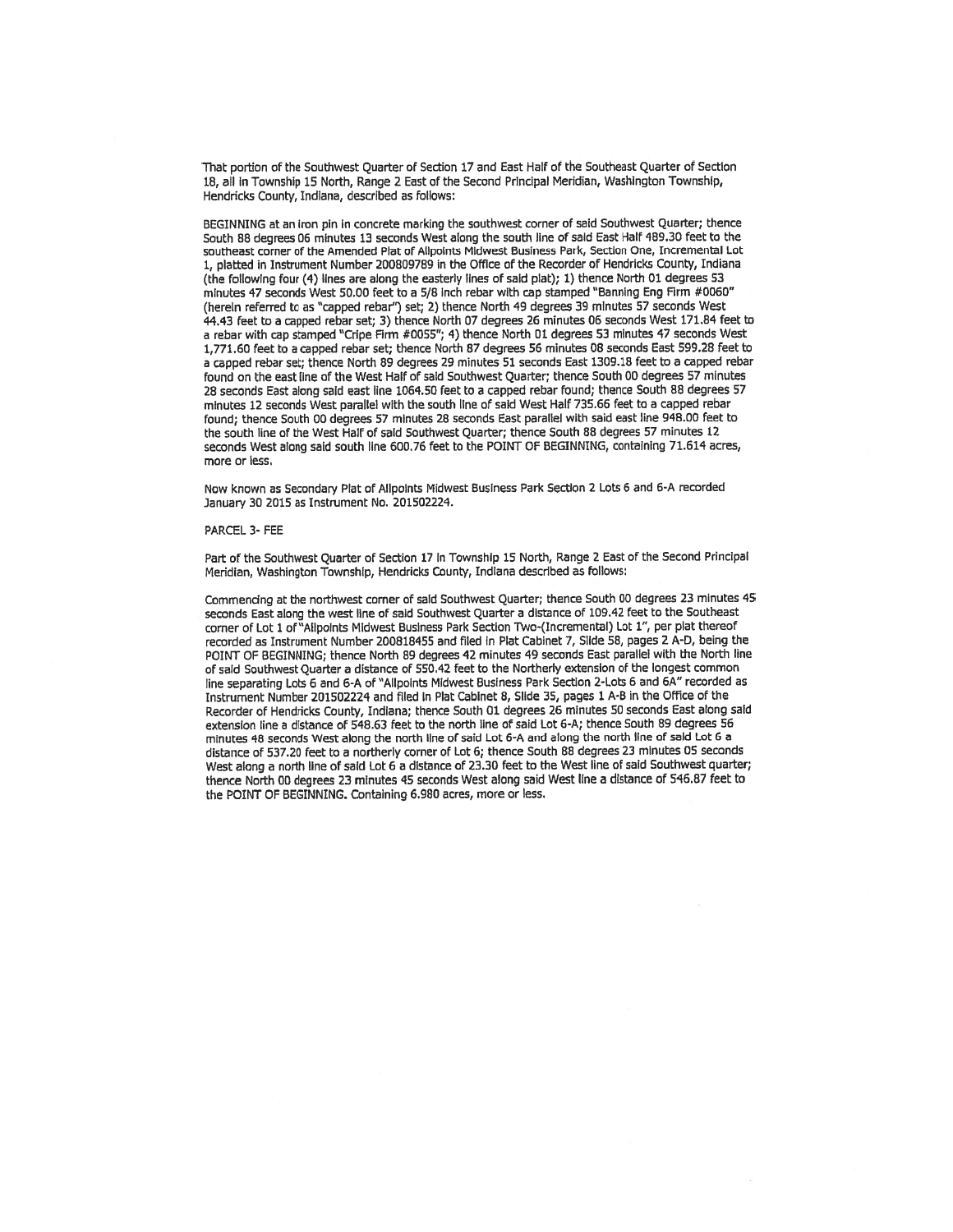That portion of the Southwest Quarter of Section 17 and East Half of the Southeast Quarter of Section 18, all in Township 15 North, Range 2 East of the Second Principal Meridian, Washington Township, Hendricks County, Indiana, described as follows:

BEGINNING at an iron pin in concrete marking the southwest corner of said Southwest Quarter; thence South 88 degrees 06 minutes 13 seconds West along the south line of said East Half 489.30 feet to the southeast corner of the Amended Plat of Allpoints Midwest Business Park, Section One, Incremental Lot 1, platted in Instrument Number 200809789 in the Office of the Recorder of Hendricks County, Indiana (the following four (4) lines are along the easterly lines of said plat); 1) thence North 01 degrees 53 minutes 47 seconds West 50.00 feet to a 5/8 inch rebar with cap stamped "Banning Eng Firm #0060" (herein referred to as "capped rebar") set; 2) thence North 49 degrees 39 minutes 57 seconds West 44.43 feet to a capped rebar set; 3) thence North 07 degrees 26 minutes 06 seconds West 171.84 feet to a rebar with cap stamped "Cripe Firm #0055"; 4) thence North 01 degrees 53 minutes 47 seconds West 1,771.60 feet to a capped rebar set; thence North 87 degrees 56 minutes 08 seconds East 599.28 feet to a capped rebar set; thence North 89 degrees 29 minutes 51 seconds East 1309.18 feet to a capped rebar found on the east line of the West Half of said Southwest Quarter; thence South 00 degrees 57 minutes 28 seconds East along said east line 1064.50 feet to a capped rebar found; thence South 88 degrees 57 minutes 12 seconds West parallel with the south line of said West Half 735.66 feet to a capped rebar found; thence South 00 degrees 57 minutes 28 seconds East parallel with said east line 948.00 feet to the south line of the West Half of said Southwest Quarter; thence South 88 degrees 57 minutes 12 seconds West along said south line 600.76 feet to the POINT OF BEGINNING, containing 71.614 acres, more or less.

Now known as Secondary Plat of Allpoints Midwest Business Park Section 2 Lots 6 and 6-A recorded January 30 2015 as Instrument No. 201502224.

PARCEL 3- FEE

Part of the Southwest Quarter of Section 17 in Township 15 North, Range 2 East of the Second Principal Meridian, Washington Township, Hendricks County, Indiana described as follows:

Commencing at the northwest corner of said Southwest Quarter; thence South 00 degrees 23 minutes 45 seconds East along the west line of said Southwest Quarter a distance of 109.42 feet to the Southeast corner of Lot 1 of "Allpoints Midwest Business Park Section Two-(Incremental) Lot 1", per plat thereof recorded as Instrument Number 200818455 and filed in Plat Cabinet 7, Slide 58, pages 2 A-D, being the POINT OF BEGINNING; thence North 89 degrees 42 minutes 49 seconds East parallel with the North line of said Southwest Quarter a distance of 550.42 feet to the Northerly extension of the longest common line separating Lots 6 and 6-A of "Allpoints Midwest Business Park Section 2-Lots 6 and 6A" recorded as Instrument Number 201502224 and filed in Plat Cabinet 8, Slide 35, pages 1 A-B in the Office of the Recorder of Hendricks County, Indiana; thence South 01 degrees 26 minutes 50 seconds East along said extension line a distance of 548.63 feet to the north line of said Lot 6-A; thence South 89 degrees 56 minutes 48 seconds West along the north line of said Lot 6-A and along the north line of said Lot 6 a distance of 537.20 feet to a northerly corner of Lot 6; thence South 88 degrees 23 minutes 05 seconds West along a north line of said Lot 6 a distance of 23.30 feet to the West line of said Southwest quarter; thence North 00 degrees 23 minutes 45 seconds West along said West line a distance of 546.87 feet to the POINT OF BEGINNING. Containing 6.980 acres, more or less.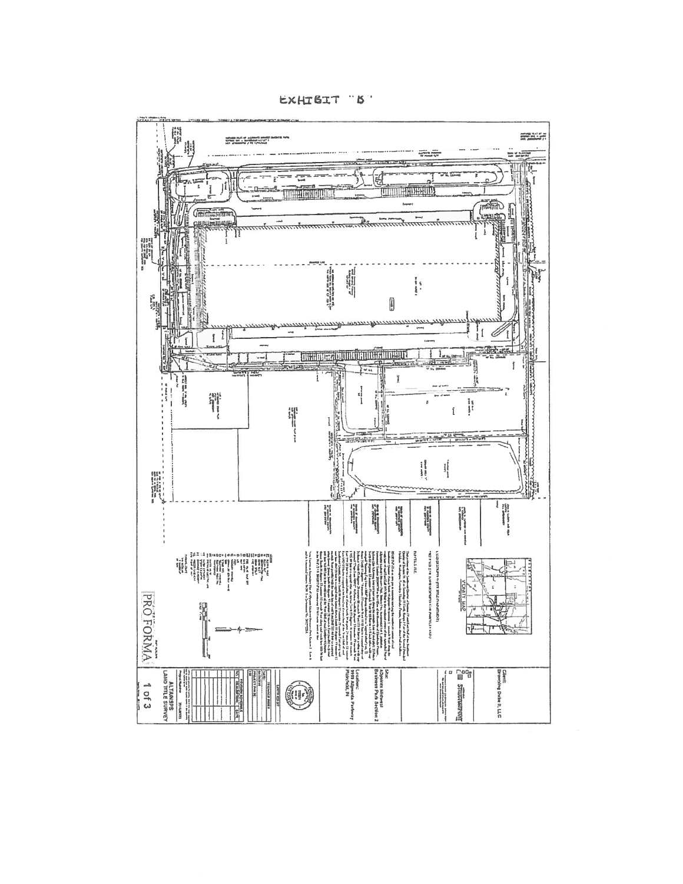# EXHIBIT "B"

Client: Browning Duke II, LLC

Site: Allpoints Midwest Business Park Section 2

Location: 9939 Allpoints Parkway Plainfield, IN

PRO FORMA

ALTA/NSPS LAND TITLE SURVEY

1 of 3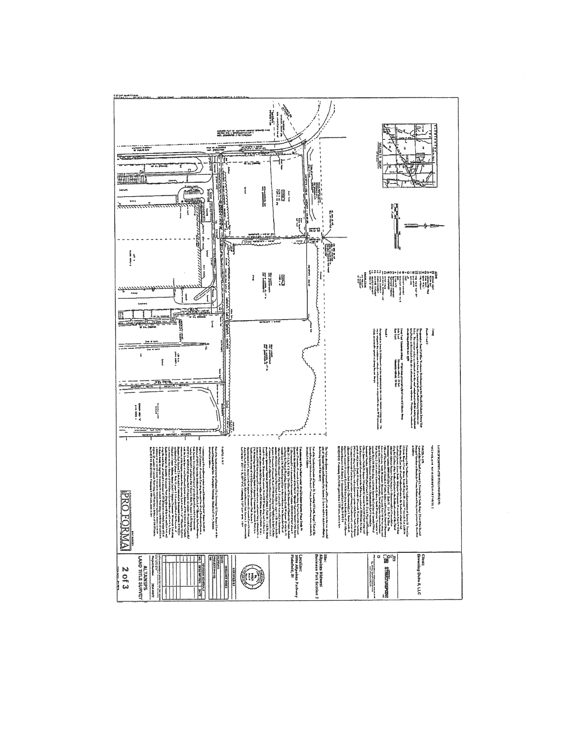PRO FORMA

VICINITY MAP

**Client:**
Browning Duke II, LLC

**Site:**
Allpoints Midwest Business Park Section 2

**Location:**
Allpoints Parkway
Plainfield, IN

ALTA/NSPS LAND TITLE SURVEY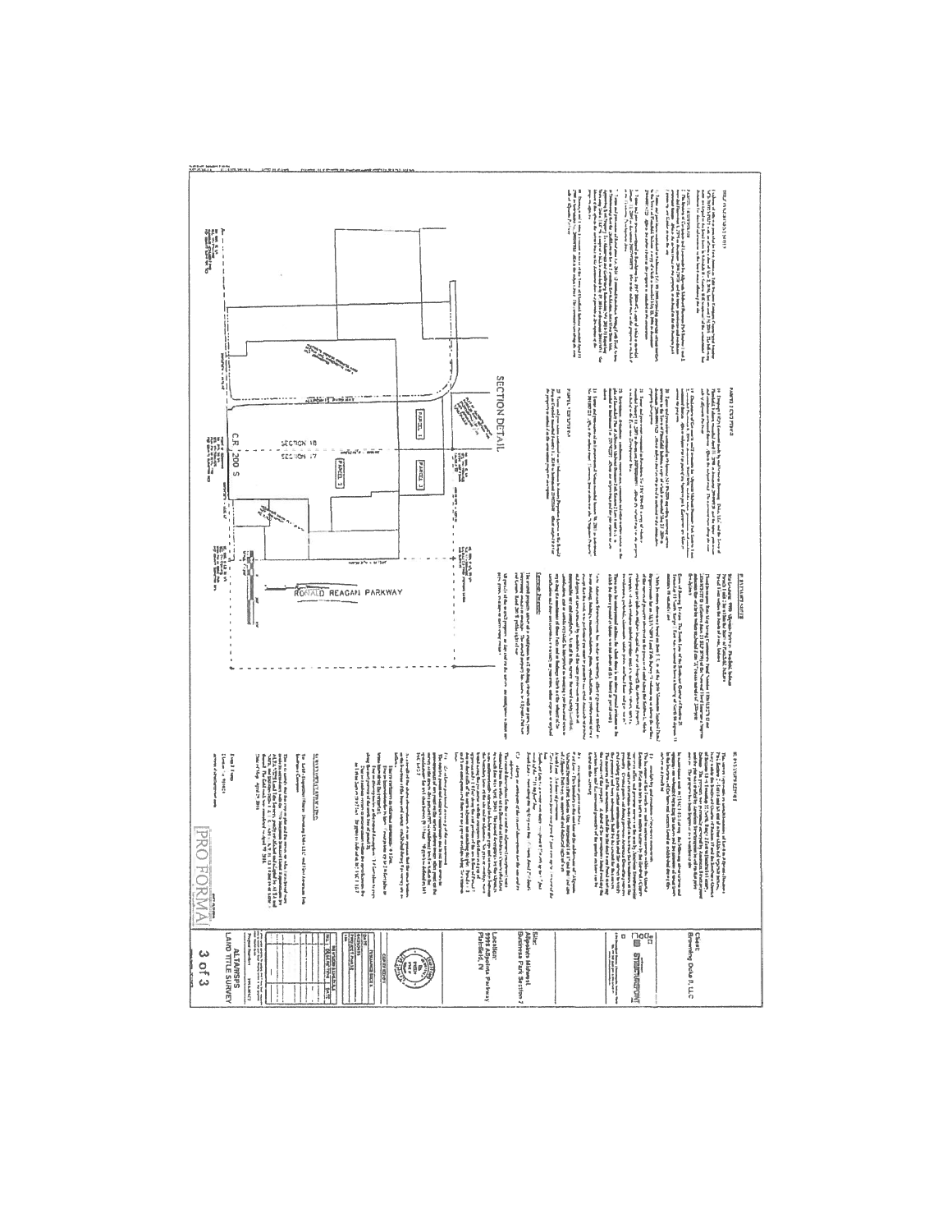# SECTION DETAIL

SECTION 18

SECTION 17

PARCEL 1

PARCEL 2

PARCEL 3

C.R. 200 S

RONALD REAGAN PARKWAY

ALLPOINTS PARKWAY

PRO FORMA

**Client:**
Browning Duke II, LLC

**Site:**
Allpoints Midwest Business Park Section 7

**Location:**
5995 Allpoints Parkway
Plainfield, IN

**ALTA/NSPS LAND TITLE SURVEY**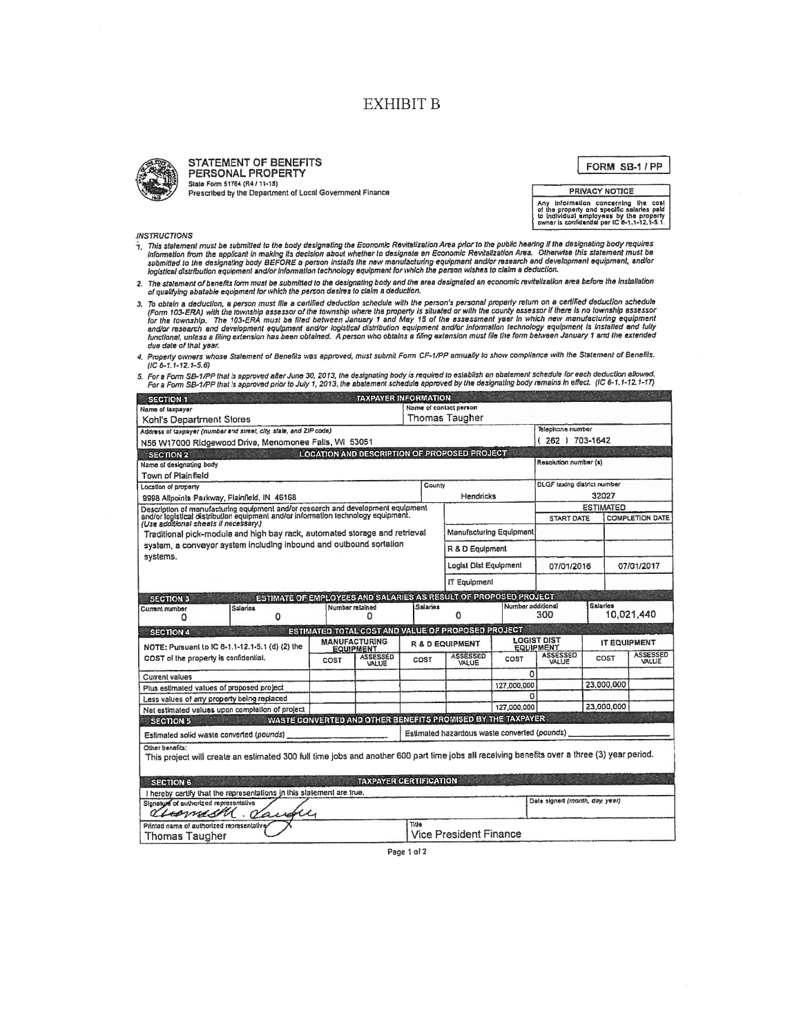# EXHIBIT B

**STATEMENT OF BENEFITS**
**PERSONAL PROPERTY**
State Form 51764 (R4 / 11-15)
Prescribed by the Department of Local Government Finance

**FORM SB-1 / PP**

**PRIVACY NOTICE**
Any information concerning the cost of the property and specific salaries paid to individual employees by the property owner is confidential per IC 6-1.1-12.1-5.1.

*INSTRUCTIONS*

1. *This statement must be submitted to the body designating the Economic Revitalization Area prior to the public hearing if the designating body requires information from the applicant in making its decision about whether to designate an Economic Revitalization Area. Otherwise this statement must be submitted to the designating body BEFORE a person installs the new manufacturing equipment and/or research and development equipment, and/or logistical distribution equipment and/or information technology equipment for which the person wishes to claim a deduction.*
2. *The statement of benefits form must be submitted to the designating body and the area designated an economic revitalization area before the installation of qualifying abatable equipment for which the person desires to claim a deduction.*
3. *To obtain a deduction, a person must file a certified deduction schedule with the person's personal property return on a certified deduction schedule (Form 103-ERA) with the township assessor of the township where the property is situated or with the county assessor if there is no township assessor for the township. The 103-ERA must be filed between January 1 and May 15 of the assessment year in which new manufacturing equipment and/or research and development equipment and/or logistical distribution equipment and/or information technology equipment is installed and fully functional, unless a filing extension has been obtained. A person who obtains a filing extension must file the form between January 1 and the extended due date of that year.*
4. *Property owners whose Statement of Benefits was approved, must submit Form CF-1/PP annually to show compliance with the Statement of Benefits. (IC 6-1.1-12.1-5.6)*
5. *For a Form SB-1/PP that is approved after June 30, 2013, the designating body is required to establish an abatement schedule for each deduction allowed. For a Form SB-1/PP that is approved prior to July 1, 2013, the abatement schedule approved by the designating body remains in effect. (IC 6-1.1-12.1-17)*

**SECTION 1 — TAXPAYER INFORMATION**

| Name of taxpayer | Name of contact person | Telephone number |
|---|---|---|
| Kohl's Department Stores | Thomas Taugher | |
| Address of taxpayer *(number and street, city, state, and ZIP code)*: N56 W17000 Ridgewood Drive, Menomonee Falls, WI 53051 | | ( 262 ) 703-1642 |

**SECTION 2 — LOCATION AND DESCRIPTION OF PROPOSED PROJECT**

| Name of designating body | | | Resolution number (s) |
|---|---|---|---|
| Town of Plainfield | | | |
| **Location of property** | **County** | | **DLGF taxing district number** |
| 9998 Allpoints Parkway, Plainfield, IN 46168 | Hendricks | | 32027 |

Description of manufacturing equipment and/or research and development equipment and/or logistical distribution equipment and/or information technology equipment. *(Use additional sheets if necessary.)*

Traditional pick-module and high bay rack, automated storage and retrieval system, a conveyor system including inbound and outbound sortation systems.

| | ESTIMATED START DATE | ESTIMATED COMPLETION DATE |
|---|---|---|
| Manufacturing Equipment | | |
| R & D Equipment | | |
| Logist Dist Equipment | 07/01/2016 | 07/01/2017 |
| IT Equipment | | |

**SECTION 3 — ESTIMATE OF EMPLOYEES AND SALARIES AS RESULT OF PROPOSED PROJECT**

| Current number | Salaries | Number retained | Salaries | Number additional | Salaries |
|---|---|---|---|---|---|
| 0 | 0 | 0 | 0 | 300 | 10,021,440 |

**SECTION 4 — ESTIMATED TOTAL COST AND VALUE OF PROPOSED PROJECT**

| NOTE: Pursuant to IC 6-1.1-12.1-5.1 (d) (2) the COST of the property is confidential. | MANUFACTURING EQUIPMENT | | R & D EQUIPMENT | | LOGIST DIST EQUIPMENT | | IT EQUIPMENT | |
|---|---|---|---|---|---|---|---|---|
| | COST | ASSESSED VALUE | COST | ASSESSED VALUE | COST | ASSESSED VALUE | COST | ASSESSED VALUE |
| Current values | | | | | 0 | | | |
| Plus estimated values of proposed project | | | | | 127,000,000 | | 23,000,000 | |
| Less values of any property being replaced | | | | | 0 | | | |
| Net estimated values upon completion of project | | | | | 127,000,000 | | 23,000,000 | |

**SECTION 5 — WASTE CONVERTED AND OTHER BENEFITS PROMISED BY THE TAXPAYER**

Estimated solid waste converted *(pounds)* ______ Estimated hazardous waste converted *(pounds)* ______

Other benefits:
This project will create an estimated 300 full time jobs and another 600 part time jobs all receiving benefits over a three (3) year period.

**SECTION 6 — TAXPAYER CERTIFICATION**

I hereby certify that the representations in this statement are true.

| Signature of authorized representative | | Date signed *(month, day, year)* |
|---|---|---|
| Thomas M. Taugher | | |
| **Printed name of authorized representative** | **Title** | |
| Thomas Taugher | Vice President Finance | |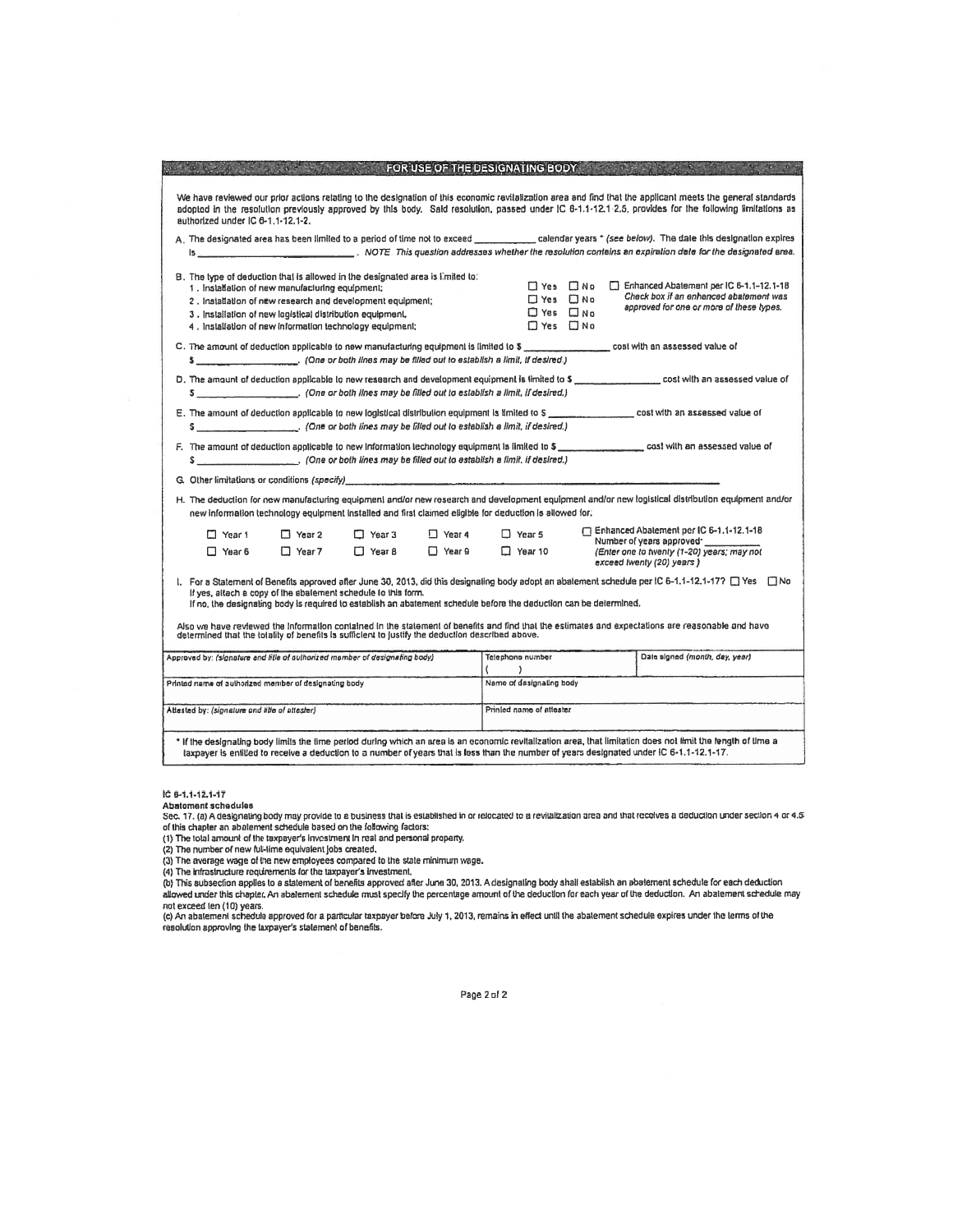## FOR USE OF THE DESIGNATING BODY

We have reviewed our prior actions relating to the designation of this economic revitalization area and find that the applicant meets the general standards adopted in the resolution previously approved by this body. Said resolution, passed under IC 6-1.1-12.1-2.5, provides for the following limitations as authorized under IC 6-1.1-12.1-2.

A. The designated area has been limited to a period of time not to exceed ____________ calendar years * (see below). The date this designation expires is ____________________. *NOTE: This question addresses whether the resolution contains an expiration date for the designated area.*

B. The type of deduction that is allowed in the designated area is limited to:

1. Installation of new manufacturing equipment; ☐ Yes ☐ No
2. Installation of new research and development equipment; ☐ Yes ☐ No
3. Installation of new logistical distribution equipment. ☐ Yes ☐ No
4. Installation of new information technology equipment; ☐ Yes ☐ No

☐ Enhanced Abatement per IC 6-1.1-12.1-18 *Check box if an enhanced abatement was approved for one or more of these types.*

C. The amount of deduction applicable to new manufacturing equipment is limited to $ ____________ cost with an assessed value of $ ____________. *(One or both lines may be filled out to establish a limit, if desired.)*

D. The amount of deduction applicable to new research and development equipment is limited to $ ____________ cost with an assessed value of $ ____________. *(One or both lines may be filled out to establish a limit, if desired.)*

E. The amount of deduction applicable to new logistical distribution equipment is limited to $ ____________ cost with an assessed value of $ ____________. *(One or both lines may be filled out to establish a limit, if desired.)*

F. The amount of deduction applicable to new information technology equipment is limited to $ ____________ cost with an assessed value of $ ____________. *(One or both lines may be filled out to establish a limit, if desired.)*

G. Other limitations or conditions *(specify)* ____________________

H. The deduction for new manufacturing equipment and/or new research and development equipment and/or new logistical distribution equipment and/or new information technology equipment installed and first claimed eligible for deduction is allowed for:

| | | | | | |
|---|---|---|---|---|---|
| ☐ Year 1 | ☐ Year 2 | ☐ Year 3 | ☐ Year 4 | ☐ Year 5 | ☐ Enhanced Abatement per IC 6-1.1-12.1-18 Number of years approved* ____________ |
| ☐ Year 6 | ☐ Year 7 | ☐ Year 8 | ☐ Year 9 | ☐ Year 10 | *(Enter one to twenty (1-20) years; may not exceed twenty (20) years.)* |

I. For a Statement of Benefits approved after June 30, 2013, did this designating body adopt an abatement schedule per IC 6-1.1-12.1-17? ☐ Yes ☐ No
If yes, attach a copy of the abatement schedule to this form.
If no, the designating body is required to establish an abatement schedule before the deduction can be determined.

Also we have reviewed the information contained in the statement of benefits and find that the estimates and expectations are reasonable and have determined that the totality of benefits is sufficient to justify the deduction described above.

| Approved by: *(signature and title of authorized member of designating body)* | Telephone number ( ) | Date signed *(month, day, year)* |
|---|---|---|
| Printed name of authorized member of designating body | Name of designating body | |
| Attested by: *(signature and title of attester)* | Printed name of attester | |

\* If the designating body limits the time period during which an area is an economic revitalization area, that limitation does not limit the length of time a taxpayer is entitled to receive a deduction to a number of years that is less than the number of years designated under IC 6-1.1-12.1-17.

**IC 6-1.1-12.1-17**

**Abatement schedules**

Sec. 17. (a) A designating body may provide to a business that is established in or relocated to a revitalization area and that receives a deduction under section 4 or 4.5 of this chapter an abatement schedule based on the following factors:

(1) The total amount of the taxpayer's investment in real and personal property.
(2) The number of new full-time equivalent jobs created.
(3) The average wage of the new employees compared to the state minimum wage.
(4) The infrastructure requirements for the taxpayer's investment.

(b) This subsection applies to a statement of benefits approved after June 30, 2013. A designating body shall establish an abatement schedule for each deduction allowed under this chapter. An abatement schedule must specify the percentage amount of the deduction for each year of the deduction. An abatement schedule may not exceed ten (10) years.

(c) An abatement schedule approved for a particular taxpayer before July 1, 2013, remains in effect until the abatement schedule expires under the terms of the resolution approving the taxpayer's statement of benefits.